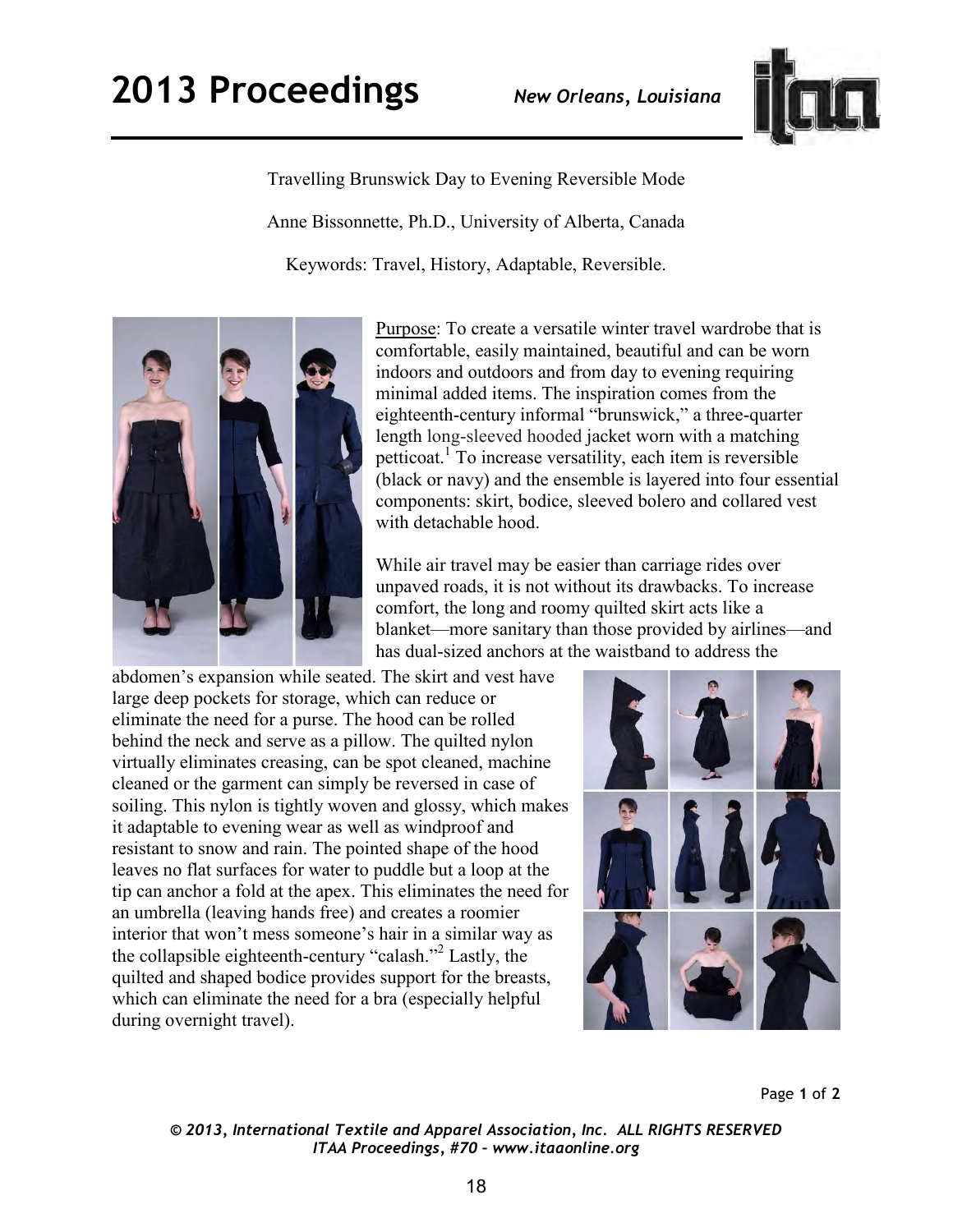# Travelling Brunswick Day to Evening Reversible Mode

Anne Bissonnette, Ph.D., University of Alberta, Canada

Keywords: Travel, History, Adaptable, Reversible.

Purpose: To create a versatile winter travel wardrobe that is comfortable, easily maintained, beautiful and can be worn indoors and outdoors and from day to evening requiring minimal added items. The inspiration comes from the eighteenth-century informal "brunswick," a three-quarter length long-sleeved hooded jacket worn with a matching petticoat.[1] To increase versatility, each item is reversible (black or navy) and the ensemble is layered into four essential components: skirt, bodice, sleeved bolero and collared vest with detachable hood.

While air travel may be easier than carriage rides over unpaved roads, it is not without its drawbacks. To increase comfort, the long and roomy quilted skirt acts like a blanket—more sanitary than those provided by airlines—and has dual-sized anchors at the waistband to address the abdomen's expansion while seated. The skirt and vest have large deep pockets for storage, which can reduce or eliminate the need for a purse. The hood can be rolled behind the neck and serve as a pillow. The quilted nylon virtually eliminates creasing, can be spot cleaned, machine cleaned or the garment can simply be reversed in case of soiling. This nylon is tightly woven and glossy, which makes it adaptable to evening wear as well as windproof and resistant to snow and rain. The pointed shape of the hood leaves no flat surfaces for water to puddle but a loop at the tip can anchor a fold at the apex. This eliminates the need for an umbrella (leaving hands free) and creates a roomier interior that won't mess someone's hair in a similar way as the collapsible eighteenth-century "calash."[2] Lastly, the quilted and shaped bodice provides support for the breasts, which can eliminate the need for a bra (especially helpful during overnight travel).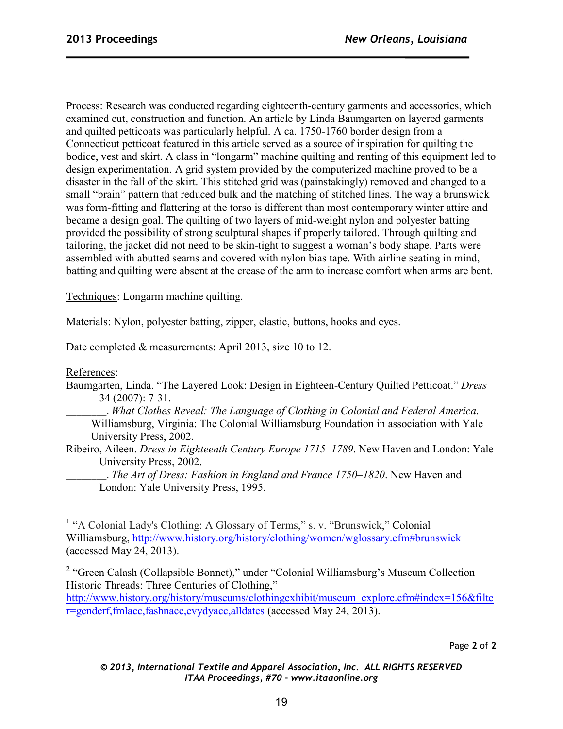Process: Research was conducted regarding eighteenth-century garments and accessories, which examined cut, construction and function. An article by Linda Baumgarten on layered garments and quilted petticoats was particularly helpful. A ca. 1750-1760 border design from a Connecticut petticoat featured in this article served as a source of inspiration for quilting the bodice, vest and skirt. A class in "longarm" machine quilting and renting of this equipment led to design experimentation. A grid system provided by the computerized machine proved to be a disaster in the fall of the skirt. This stitched grid was (painstakingly) removed and changed to a small "brain" pattern that reduced bulk and the matching of stitched lines. The way a brunswick was form-fitting and flattering at the torso is different than most contemporary winter attire and became a design goal. The quilting of two layers of mid-weight nylon and polyester batting provided the possibility of strong sculptural shapes if properly tailored. Through quilting and tailoring, the jacket did not need to be skin-tight to suggest a woman's body shape. Parts were assembled with abutted seams and covered with nylon bias tape. With airline seating in mind, batting and quilting were absent at the crease of the arm to increase comfort when arms are bent.

Techniques: Longarm machine quilting.

Materials: Nylon, polyester batting, zipper, elastic, buttons, hooks and eyes.

Date completed & measurements: April 2013, size 10 to 12.

References:

Baumgarten, Linda. "The Layered Look: Design in Eighteen-Century Quilted Petticoat." *Dress* 34 (2007): 7-31.

_______. *What Clothes Reveal: The Language of Clothing in Colonial and Federal America*. Williamsburg, Virginia: The Colonial Williamsburg Foundation in association with Yale University Press, 2002.

Ribeiro, Aileen. *Dress in Eighteenth Century Europe 1715–1789*. New Haven and London: Yale University Press, 2002.

_______. *The Art of Dress: Fashion in England and France 1750–1820*. New Haven and London: Yale University Press, 1995.

---

[1] "A Colonial Lady's Clothing: A Glossary of Terms," s. v. "Brunswick," Colonial Williamsburg, http://www.history.org/history/clothing/women/wglossary.cfm#brunswick (accessed May 24, 2013).

[2] "Green Calash (Collapsible Bonnet)," under "Colonial Williamsburg's Museum Collection Historic Threads: Three Centuries of Clothing," http://www.history.org/history/museums/clothingexhibit/museum_explore.cfm#index=156&filter=genderf,fmlacc,fashnacc,evydyacc,alldates (accessed May 24, 2013).